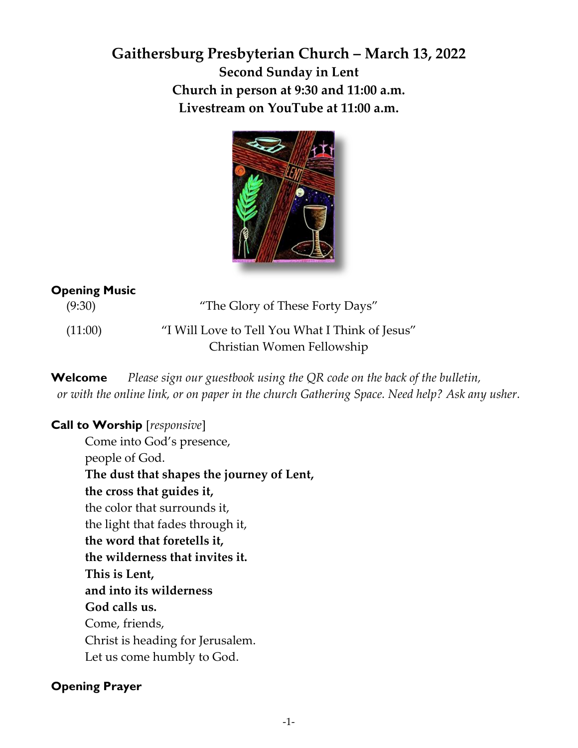# Gaithersburg Presbyterian Church – March 13, 2022

**Second Sunday in Lent**
**Church in person at 9:30 and 11:00 a.m.**
**Livestream on YouTube at 11:00 a.m.**

**Opening Music**

(9:30) "The Glory of These Forty Days"

(11:00) "I Will Love to Tell You What I Think of Jesus"
Christian Women Fellowship

**Welcome** *Please sign our guestbook using the QR code on the back of the bulletin, or with the online link, or on paper in the church Gathering Space. Need help? Ask any usher.*

**Call to Worship** [*responsive*]

Come into God's presence,
people of God.
**The dust that shapes the journey of Lent,**
**the cross that guides it,**
the color that surrounds it,
the light that fades through it,
**the word that foretells it,**
**the wilderness that invites it.**
**This is Lent,**
**and into its wilderness**
**God calls us.**
Come, friends,
Christ is heading for Jerusalem.
Let us come humbly to God.

**Opening Prayer**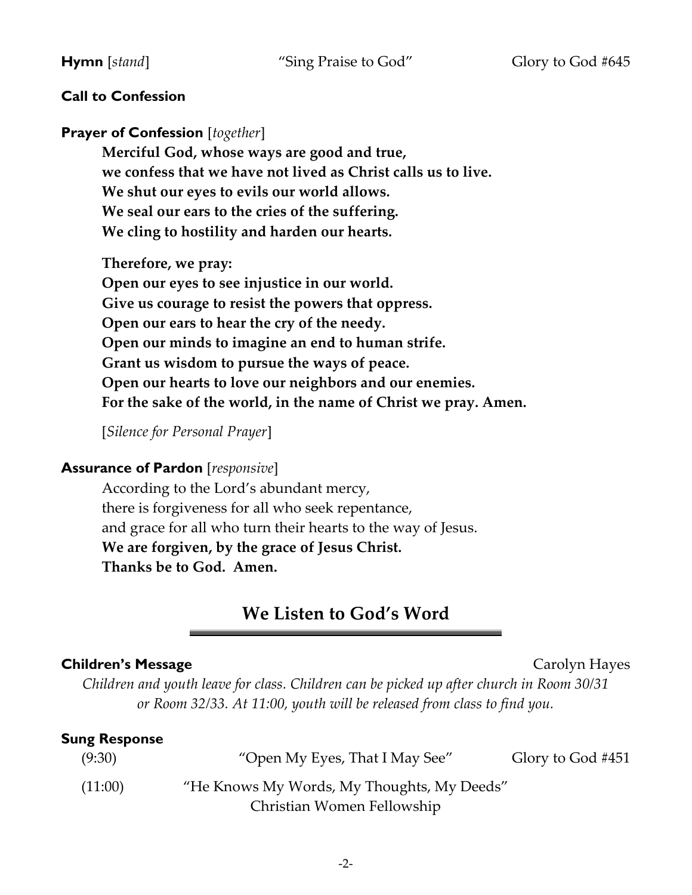**Hymn** [*stand*] "Sing Praise to God" Glory to God #645

**Call to Confession**

**Prayer of Confession** [*together*]

**Merciful God, whose ways are good and true,**
**we confess that we have not lived as Christ calls us to live.**
**We shut our eyes to evils our world allows.**
**We seal our ears to the cries of the suffering.**
**We cling to hostility and harden our hearts.**

**Therefore, we pray:**
**Open our eyes to see injustice in our world.**
**Give us courage to resist the powers that oppress.**
**Open our ears to hear the cry of the needy.**
**Open our minds to imagine an end to human strife.**
**Grant us wisdom to pursue the ways of peace.**
**Open our hearts to love our neighbors and our enemies.**
**For the sake of the world, in the name of Christ we pray. Amen.**

[*Silence for Personal Prayer*]

**Assurance of Pardon** [*responsive*]

According to the Lord's abundant mercy,
there is forgiveness for all who seek repentance,
and grace for all who turn their hearts to the way of Jesus.
**We are forgiven, by the grace of Jesus Christ.**
**Thanks be to God. Amen.**

## We Listen to God's Word

**Children's Message** Carolyn Hayes

*Children and youth leave for class. Children can be picked up after church in Room 30/31 or Room 32/33. At 11:00, youth will be released from class to find you.*

**Sung Response**

(9:30) "Open My Eyes, That I May See" Glory to God #451

(11:00) "He Knows My Words, My Thoughts, My Deeds"
Christian Women Fellowship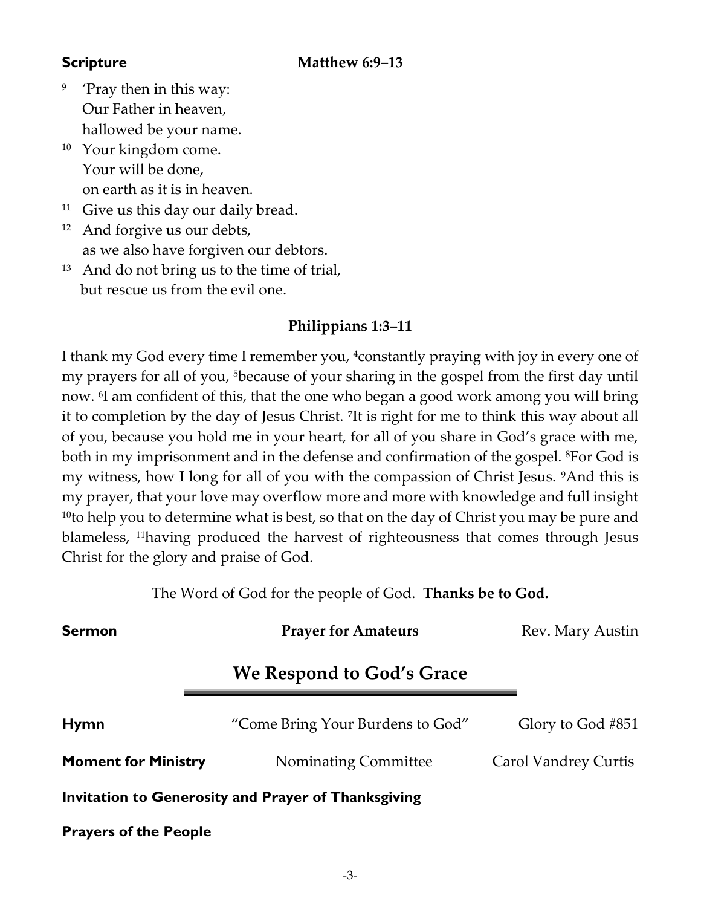**Scripture** **Matthew 6:9–13**

[9] 'Pray then in this way:
Our Father in heaven,
hallowed be your name.
[10] Your kingdom come.
Your will be done,
on earth as it is in heaven.
[11] Give us this day our daily bread.
[12] And forgive us our debts,
as we also have forgiven our debtors.
[13] And do not bring us to the time of trial,
but rescue us from the evil one.

**Philippians 1:3–11**

I thank my God every time I remember you, [4]constantly praying with joy in every one of my prayers for all of you, [5]because of your sharing in the gospel from the first day until now. [6]I am confident of this, that the one who began a good work among you will bring it to completion by the day of Jesus Christ. [7]It is right for me to think this way about all of you, because you hold me in your heart, for all of you share in God's grace with me, both in my imprisonment and in the defense and confirmation of the gospel. [8]For God is my witness, how I long for all of you with the compassion of Christ Jesus. [9]And this is my prayer, that your love may overflow more and more with knowledge and full insight [10]to help you to determine what is best, so that on the day of Christ you may be pure and blameless, [11]having produced the harvest of righteousness that comes through Jesus Christ for the glory and praise of God.

The Word of God for the people of God. **Thanks be to God.**

**Sermon** **Prayer for Amateurs** Rev. Mary Austin

## We Respond to God's Grace

**Hymn** "Come Bring Your Burdens to God" Glory to God #851

**Moment for Ministry** Nominating Committee Carol Vandrey Curtis

**Invitation to Generosity and Prayer of Thanksgiving**

**Prayers of the People**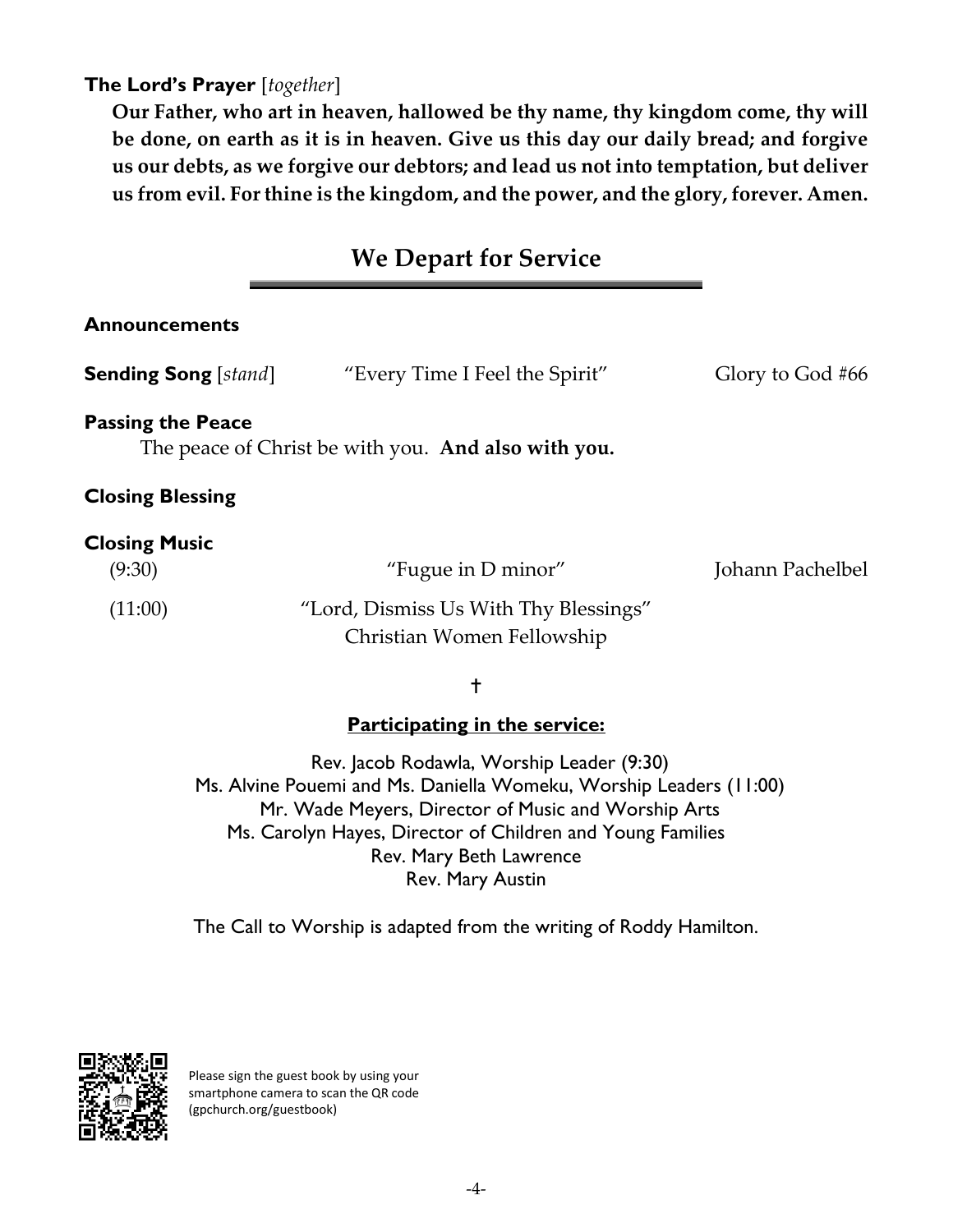**The Lord's Prayer** [*together*]

**Our Father, who art in heaven, hallowed be thy name, thy kingdom come, thy will be done, on earth as it is in heaven. Give us this day our daily bread; and forgive us our debts, as we forgive our debtors; and lead us not into temptation, but deliver us from evil. For thine is the kingdom, and the power, and the glory, forever. Amen.**

## We Depart for Service

**Announcements**

**Sending Song** [*stand*] "Every Time I Feel the Spirit" Glory to God #66

**Passing the Peace**

The peace of Christ be with you. **And also with you.**

**Closing Blessing**

**Closing Music**

(9:30) "Fugue in D minor" Johann Pachelbel

(11:00) "Lord, Dismiss Us With Thy Blessings"
Christian Women Fellowship

†

**Participating in the service:**

Rev. Jacob Rodawla, Worship Leader (9:30)
Ms. Alvine Pouemi and Ms. Daniella Womeku, Worship Leaders (11:00)
Mr. Wade Meyers, Director of Music and Worship Arts
Ms. Carolyn Hayes, Director of Children and Young Families
Rev. Mary Beth Lawrence
Rev. Mary Austin

The Call to Worship is adapted from the writing of Roddy Hamilton.

Please sign the guest book by using your smartphone camera to scan the QR code (gpchurch.org/guestbook)